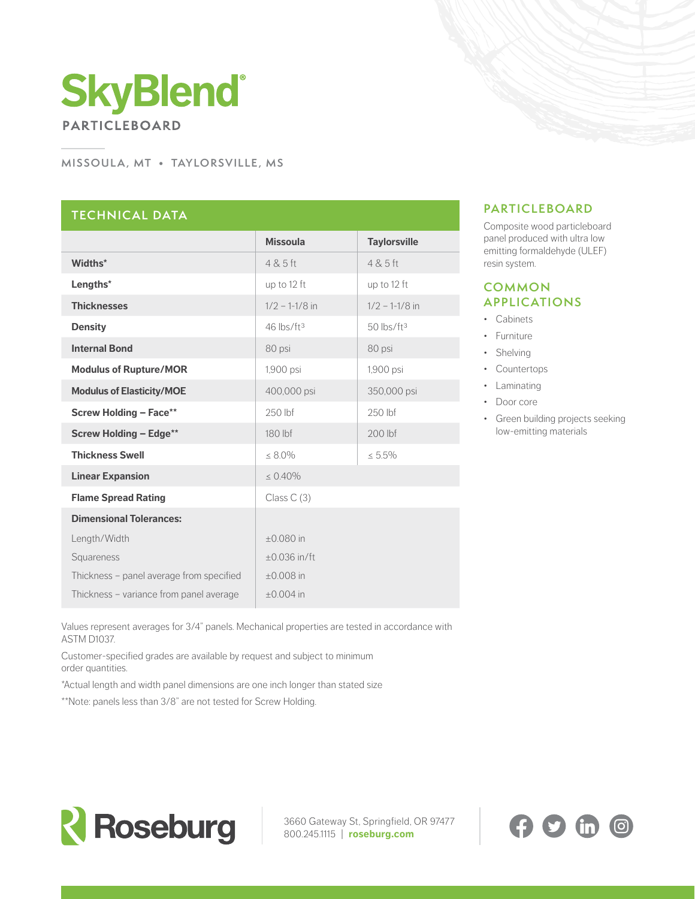# SkyBlend®

## PARTICLEBOARD

MISSOULA, MT • TAYLORSVILLE, MS

## TECHNICAL DATA

| | Missoula | Taylorsville |
|---|---|---|
| **Widths*** | 4 & 5 ft | 4 & 5 ft |
| **Lengths*** | up to 12 ft | up to 12 ft |
| **Thicknesses** | 1/2 – 1-1/8 in | 1/2 – 1-1/8 in |
| **Density** | 46 lbs/ft³ | 50 lbs/ft³ |
| **Internal Bond** | 80 psi | 80 psi |
| **Modulus of Rupture/MOR** | 1,900 psi | 1,900 psi |
| **Modulus of Elasticity/MOE** | 400,000 psi | 350,000 psi |
| **Screw Holding – Face**** | 250 lbf | 250 lbf |
| **Screw Holding – Edge**** | 180 lbf | 200 lbf |
| **Thickness Swell** | ≤ 8.0% | ≤ 5.5% |
| **Linear Expansion** | ≤ 0.40% | |
| **Flame Spread Rating** | Class C (3) | |
| **Dimensional Tolerances:** | | |
| Length/Width | ±0.080 in | |
| Squareness | ±0.036 in/ft | |
| Thickness – panel average from specified | ±0.008 in | |
| Thickness – variance from panel average | ±0.004 in | |

Values represent averages for 3/4" panels. Mechanical properties are tested in accordance with ASTM D1037.

Customer-specified grades are available by request and subject to minimum order quantities.

*Actual length and width panel dimensions are one inch longer than stated size

**Note: panels less than 3/8" are not tested for Screw Holding.

## PARTICLEBOARD

Composite wood particleboard panel produced with ultra low emitting formaldehyde (ULEF) resin system.

## COMMON APPLICATIONS

- Cabinets
- Furniture
- Shelving
- Countertops
- Laminating
- Door core
- Green building projects seeking low-emitting materials

Roseburg

3660 Gateway St, Springfield, OR 97477
800.245.1115 | **roseburg.com**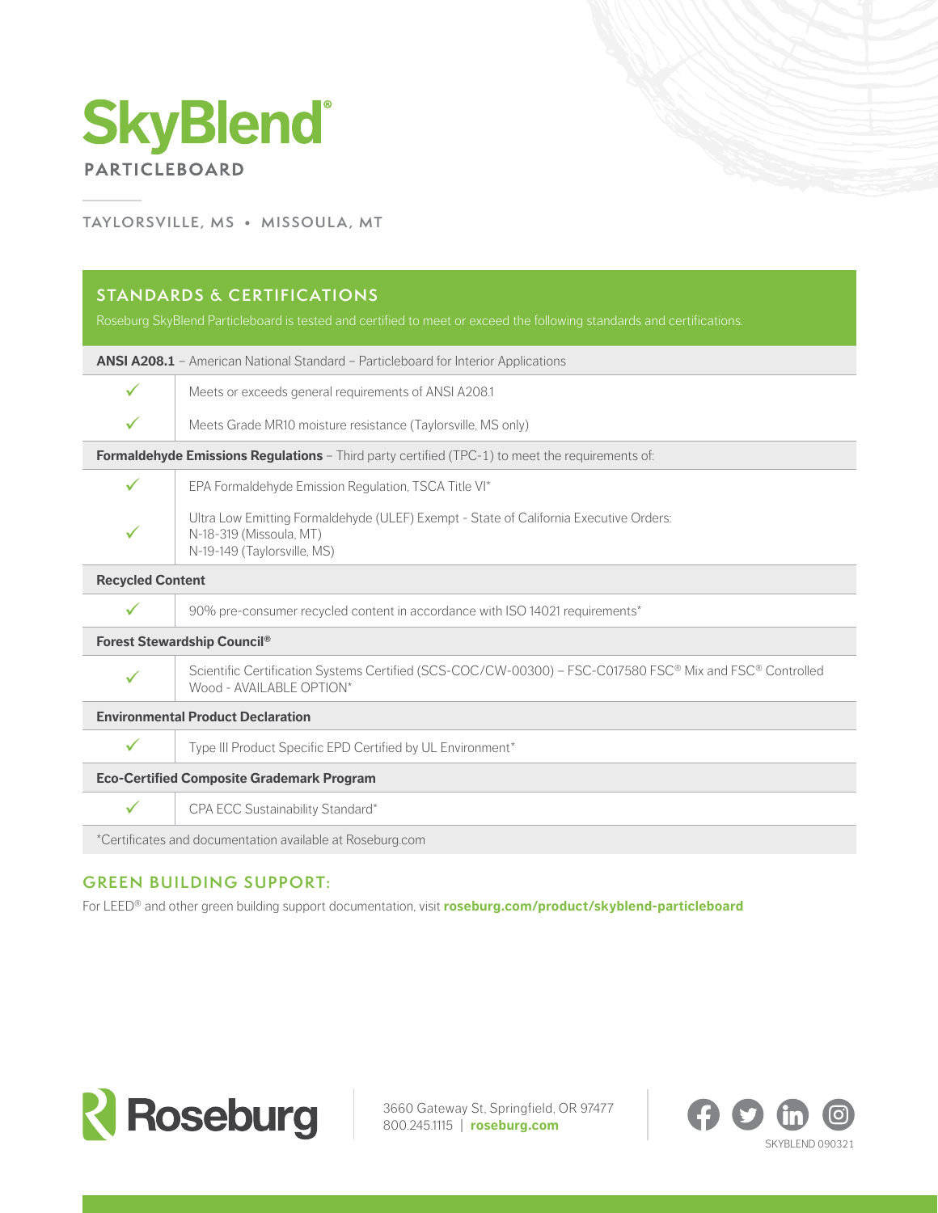# SkyBlend®

**PARTICLEBOARD**

**TAYLORSVILLE, MS • MISSOULA, MT**

## STANDARDS & CERTIFICATIONS

Roseburg SkyBlend Particleboard is tested and certified to meet or exceed the following standards and certifications.

| | |
|---|---|
| **ANSI A208.1** – American National Standard – Particleboard for Interior Applications | |
| ✓ | Meets or exceeds general requirements of ANSI A208.1 |
| ✓ | Meets Grade MR10 moisture resistance (Taylorsville, MS only) |
| **Formaldehyde Emissions Regulations** – Third party certified (TPC-1) to meet the requirements of: | |
| ✓ | EPA Formaldehyde Emission Regulation, TSCA Title VI* |
| ✓ | Ultra Low Emitting Formaldehyde (ULEF) Exempt - State of California Executive Orders: N-18-319 (Missoula, MT) N-19-149 (Taylorsville, MS) |
| **Recycled Content** | |
| ✓ | 90% pre-consumer recycled content in accordance with ISO 14021 requirements* |
| **Forest Stewardship Council®** | |
| ✓ | Scientific Certification Systems Certified (SCS-COC/CW-00300) – FSC-C017580 FSC® Mix and FSC® Controlled Wood - AVAILABLE OPTION* |
| **Environmental Product Declaration** | |
| ✓ | Type III Product Specific EPD Certified by UL Environment* |
| **Eco-Certified Composite Grademark Program** | |
| ✓ | CPA ECC Sustainability Standard* |

*Certificates and documentation available at Roseburg.com

## GREEN BUILDING SUPPORT:

For LEED® and other green building support documentation, visit **roseburg.com/product/skyblend-particleboard**

Roseburg

3660 Gateway St, Springfield, OR 97477
800.245.1115 | **roseburg.com**

SKYBLEND 090321